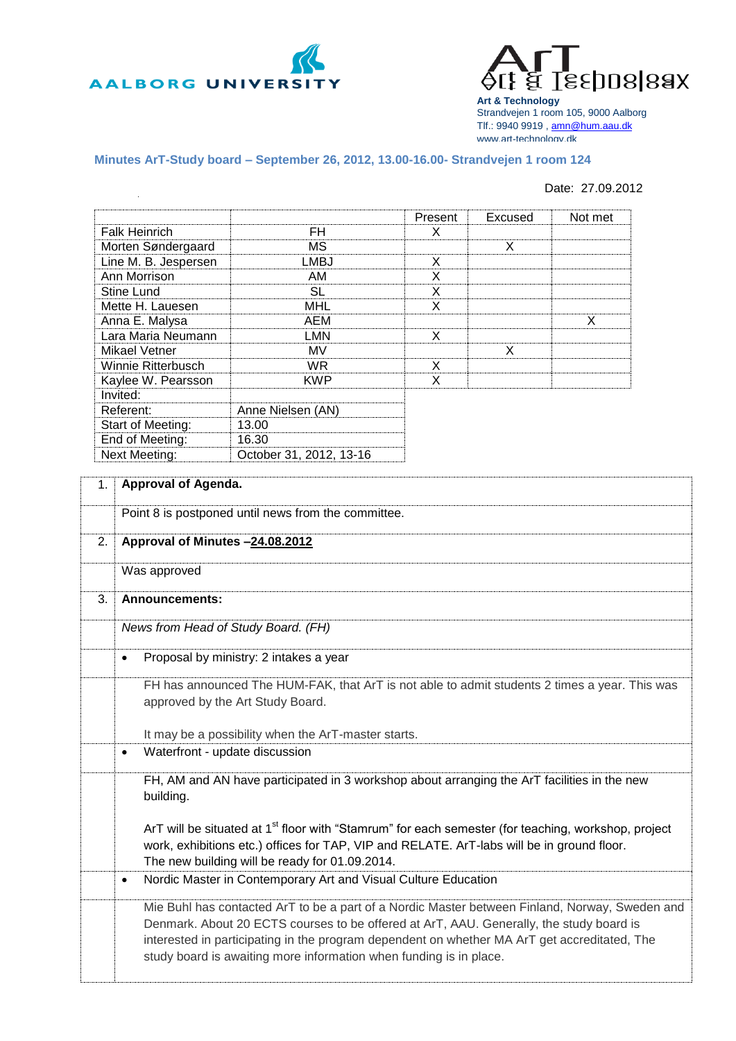AALBORG UNIVERSITY

ArT
Art & Technology

**Art & Technology**
Strandvejen 1 room 105, 9000 Aalborg
Tlf.: 9940 9919 , amn@hum.aau.dk
www.art-technology.dk

## Minutes ArT-Study board – September 26, 2012, 13.00-16.00- Strandvejen 1 room 124

Date: 27.09.2012

| | | Present | Excused | Not met |
|---|---|---|---|---|
| Falk Heinrich | FH | X | | |
| Morten Søndergaard | MS | | X | |
| Line M. B. Jespersen | LMBJ | X | | |
| Ann Morrison | AM | X | | |
| Stine Lund | SL | X | | |
| Mette H. Lauesen | MHL | X | | |
| Anna E. Malysa | AEM | | | X |
| Lara Maria Neumann | LMN | X | | |
| Mikael Vetner | MV | | X | |
| Winnie Ritterbusch | WR | X | | |
| Kaylee W. Pearsson | KWP | X | | |
| Invited: | | | | |
| Referent: | Anne Nielsen (AN) | | | |
| Start of Meeting: | 13.00 | | | |
| End of Meeting: | 16.30 | | | |
| Next Meeting: | October 31, 2012, 13-16 | | | |

1. **Approval of Agenda.**

   Point 8 is postponed until news from the committee.

2. **Approval of Minutes –<u>24.08.2012</u>**

   Was approved

3. **Announcements:**

   *News from Head of Study Board. (FH)*

   - Proposal by ministry: 2 intakes a year

     FH has announced The HUM-FAK, that ArT is not able to admit students 2 times a year. This was approved by the Art Study Board.

     It may be a possibility when the ArT-master starts.

   - Waterfront - update discussion

     FH, AM and AN have participated in 3 workshop about arranging the ArT facilities in the new building.

     ArT will be situated at 1st floor with “Stamrum” for each semester (for teaching, workshop, project work, exhibitions etc.) offices for TAP, VIP and RELATE. ArT-labs will be in ground floor. The new building will be ready for 01.09.2014.

   - Nordic Master in Contemporary Art and Visual Culture Education

     Mie Buhl has contacted ArT to be a part of a Nordic Master between Finland, Norway, Sweden and Denmark. About 20 ECTS courses to be offered at ArT, AAU. Generally, the study board is interested in participating in the program dependent on whether MA ArT get accreditated, The study board is awaiting more information when funding is in place.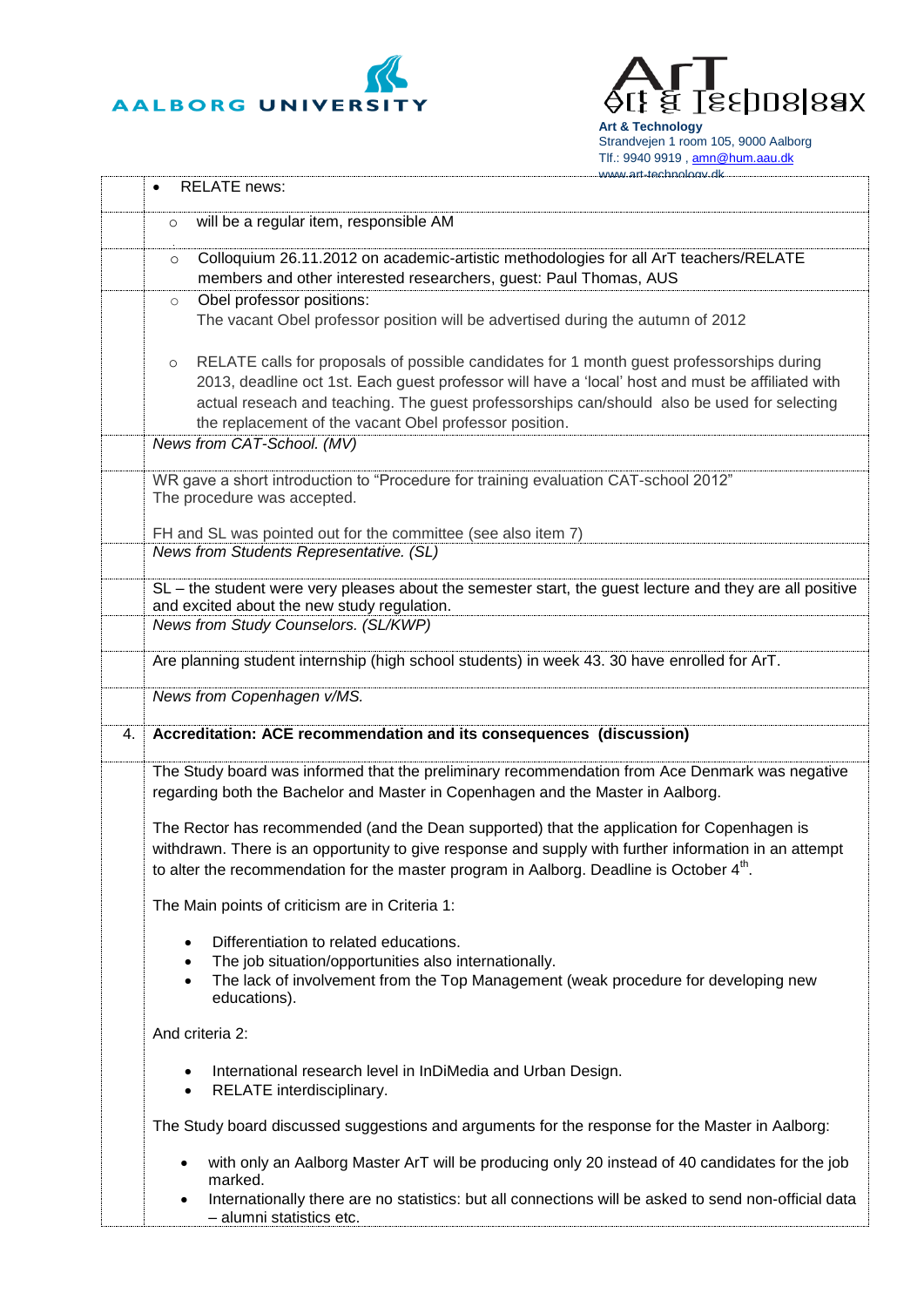- RELATE news:
  - will be a regular item, responsible AM
  - Colloquium 26.11.2012 on academic-artistic methodologies for all ArT teachers/RELATE members and other interested researchers, guest: Paul Thomas, AUS
  - Obel professor positions:
    The vacant Obel professor position will be advertised during the autumn of 2012
  - RELATE calls for proposals of possible candidates for 1 month guest professorships during 2013, deadline oct 1st. Each guest professor will have a 'local' host and must be affiliated with actual reseach and teaching. The guest professorships can/should also be used for selecting the replacement of the vacant Obel professor position.

*News from CAT-School. (MV)*

WR gave a short introduction to "Procedure for training evaluation CAT-school 2012"
The procedure was accepted.

FH and SL was pointed out for the committee (see also item 7)

*News from Students Representative. (SL)*

SL – the student were very pleases about the semester start, the guest lecture and they are all positive and excited about the new study regulation.

*News from Study Counselors. (SL/KWP)*

Are planning student internship (high school students) in week 43. 30 have enrolled for ArT.

*News from Copenhagen v/MS.*

**4. Accreditation: ACE recommendation and its consequences (discussion)**

The Study board was informed that the preliminary recommendation from Ace Denmark was negative regarding both the Bachelor and Master in Copenhagen and the Master in Aalborg.

The Rector has recommended (and the Dean supported) that the application for Copenhagen is withdrawn. There is an opportunity to give response and supply with further information in an attempt to alter the recommendation for the master program in Aalborg. Deadline is October 4th.

The Main points of criticism are in Criteria 1:

- Differentiation to related educations.
- The job situation/opportunities also internationally.
- The lack of involvement from the Top Management (weak procedure for developing new educations).

And criteria 2:

- International research level in InDiMedia and Urban Design.
- RELATE interdisciplinary.

The Study board discussed suggestions and arguments for the response for the Master in Aalborg:

- with only an Aalborg Master ArT will be producing only 20 instead of 40 candidates for the job marked.
- Internationally there are no statistics: but all connections will be asked to send non-official data – alumni statistics etc.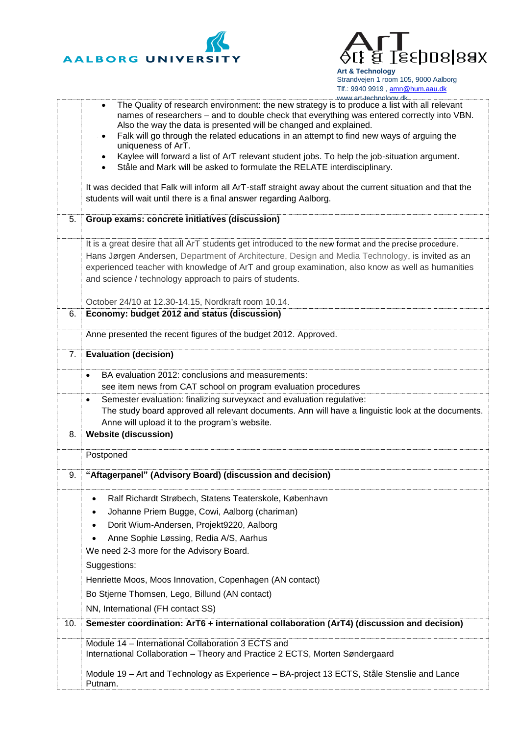- The Quality of research environment: the new strategy is to produce a list with all relevant names of researchers – and to double check that everything was entered correctly into VBN. Also the way the data is presented will be changed and explained.
- Falk will go through the related educations in an attempt to find new ways of arguing the uniqueness of ArT.
- Kaylee will forward a list of ArT relevant student jobs. To help the job-situation argument.
- Ståle and Mark will be asked to formulate the RELATE interdisciplinary.

It was decided that Falk will inform all ArT-staff straight away about the current situation and that the students will wait until there is a final answer regarding Aalborg.

| | |
|---|---|
| 5. | **Group exams: concrete initiatives (discussion)** |
| | It is a great desire that all ArT students get introduced to the new format and the precise procedure. Hans Jørgen Andersen, Department of Architecture, Design and Media Technology, is invited as an experienced teacher with knowledge of ArT and group examination, also know as well as humanities and science / technology approach to pairs of students.<br><br>October 24/10 at 12.30-14.15, Nordkraft room 10.14. |
| 6. | **Economy: budget 2012 and status (discussion)** |
| | Anne presented the recent figures of the budget 2012. Approved. |
| 7. | **Evaluation (decision)** |
| | • BA evaluation 2012: conclusions and measurements:<br>see item news from CAT school on program evaluation procedures |
| | • Semester evaluation: finalizing surveyxact and evaluation regulative:<br>The study board approved all relevant documents. Ann will have a linguistic look at the documents. Anne will upload it to the program's website. |
| 8. | **Website (discussion)** |
| | Postponed |
| 9. | **"Aftagerpanel" (Advisory Board) (discussion and decision)** |
| | • Ralf Richardt Strøbech, Statens Teaterskole, København<br>• Johanne Priem Bugge, Cowi, Aalborg (chariman)<br>• Dorit Wium-Andersen, Projekt9220, Aalborg<br>• Anne Sophie Løssing, Redia A/S, Aarhus<br>We need 2-3 more for the Advisory Board.<br>Suggestions:<br>Henriette Moos, Moos Innovation, Copenhagen (AN contact)<br>Bo Stjerne Thomsen, Lego, Billund (AN contact)<br>NN, International (FH contact SS) |
| 10. | **Semester coordination: ArT6 + international collaboration (ArT4) (discussion and decision)** |
| | Module 14 – International Collaboration 3 ECTS and<br>International Collaboration – Theory and Practice 2 ECTS, Morten Søndergaard<br><br>Module 19 – Art and Technology as Experience – BA-project 13 ECTS, Ståle Stenslie and Lance Putnam. |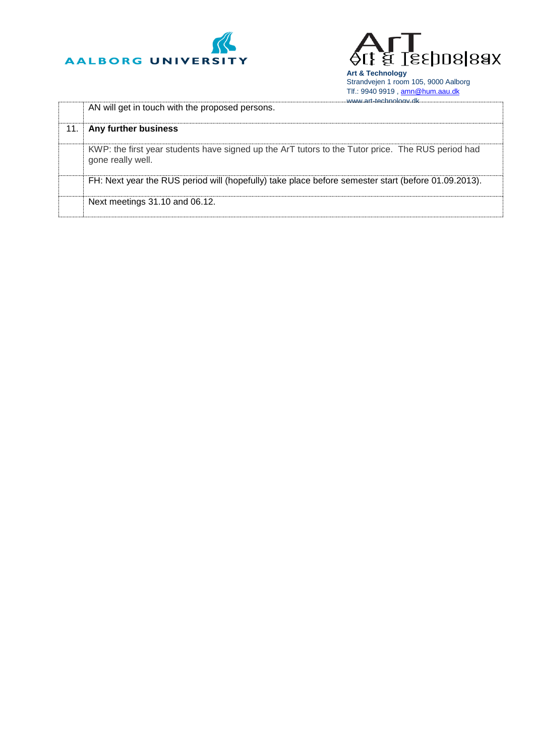| | |
|---|---|
| | AN will get in touch with the proposed persons. |
| 11. | **Any further business** |
| | KWP: the first year students have signed up the ArT tutors to the Tutor price. The RUS period had gone really well. |
| | FH: Next year the RUS period will (hopefully) take place before semester start (before 01.09.2013). |
| | Next meetings 31.10 and 06.12. |